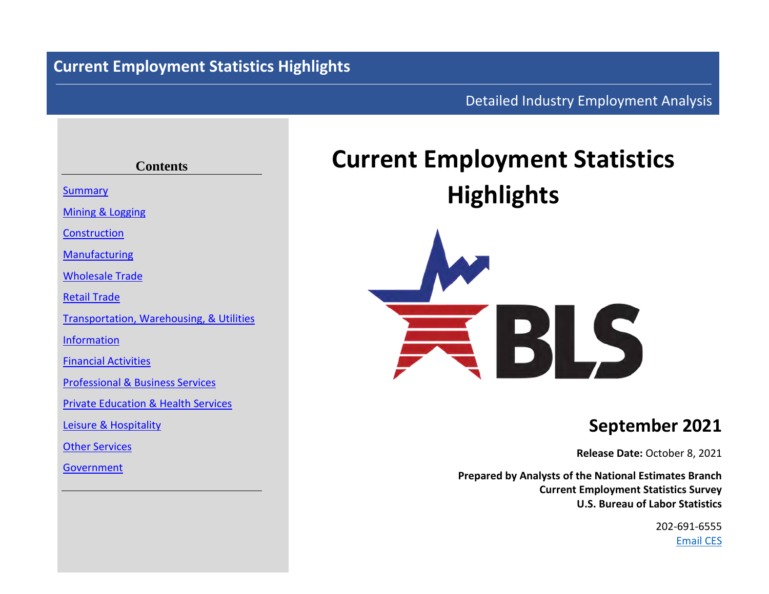**Current Employment Statistics Highlights**

Detailed Industry Employment Analysis

**Contents**

- Summary
- Mining & Logging
- Construction
- Manufacturing
- Wholesale Trade
- Retail Trade
- Transportation, Warehousing, & Utilities
- Information
- Financial Activities
- Professional & Business Services
- Private Education & Health Services
- Leisure & Hospitality
- Other Services
- Government

# Current Employment Statistics Highlights

## September 2021

**Release Date:** October 8, 2021

**Prepared by Analysts of the National Estimates Branch**
**Current Employment Statistics Survey**
**U.S. Bureau of Labor Statistics**

202-691-6555
Email CES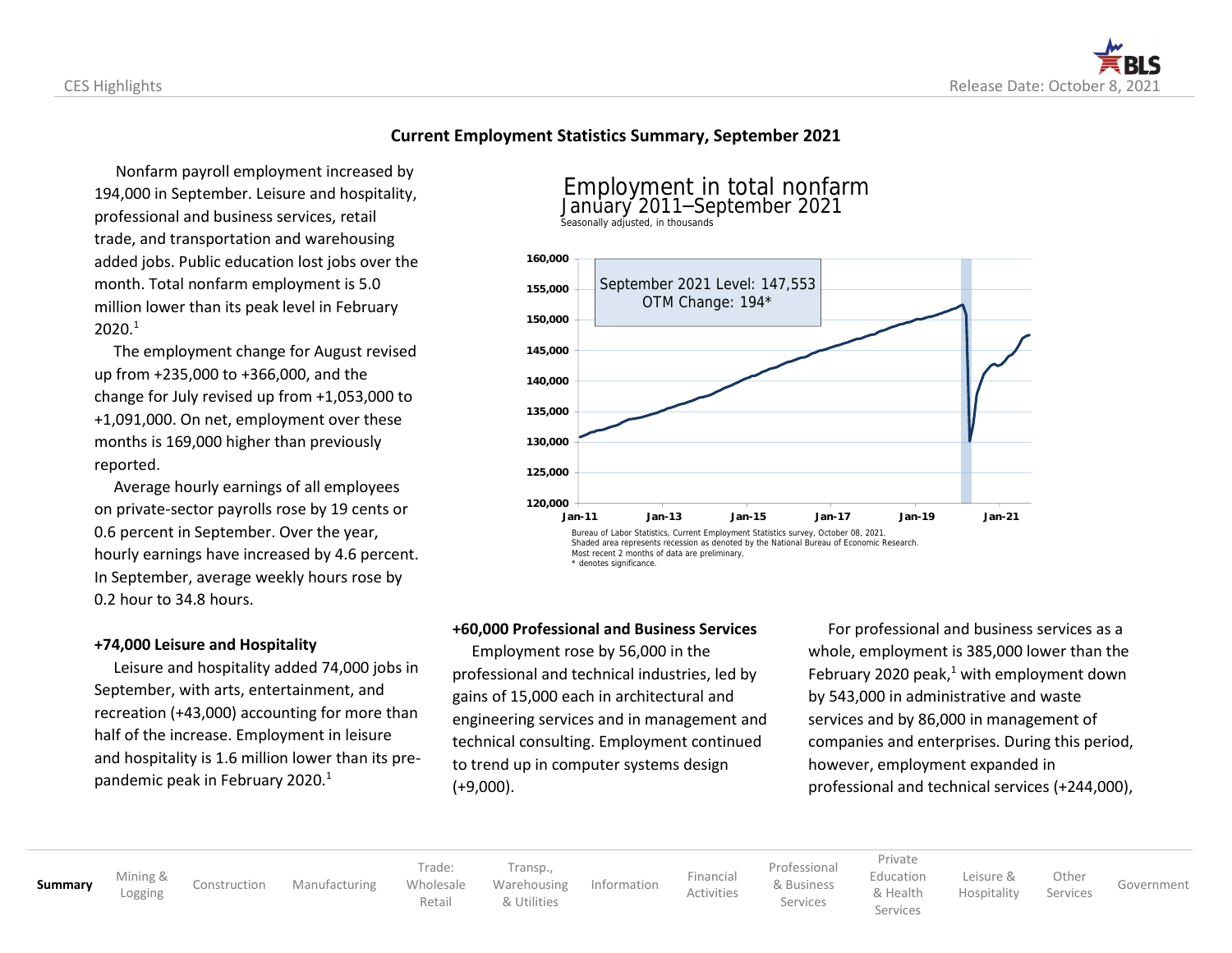## Current Employment Statistics Summary, September 2021

Nonfarm payroll employment increased by 194,000 in September. Leisure and hospitality, professional and business services, retail trade, and transportation and warehousing added jobs. Public education lost jobs over the month. Total nonfarm employment is 5.0 million lower than its peak level in February 2020.[1]

The employment change for August revised up from +235,000 to +366,000, and the change for July revised up from +1,053,000 to +1,091,000. On net, employment over these months is 169,000 higher than previously reported.

Average hourly earnings of all employees on private-sector payrolls rose by 19 cents or 0.6 percent in September. Over the year, hourly earnings have increased by 4.6 percent. In September, average weekly hours rose by 0.2 hour to 34.8 hours.

Employment in total nonfarm
January 2011–September 2021
Seasonally adjusted, in thousands

September 2021 Level: 147,553
OTM Change: 194*

Bureau of Labor Statistics, Current Employment Statistics survey, October 08, 2021.
Shaded area represents recession as denoted by the National Bureau of Economic Research.
Most recent 2 months of data are preliminary.
* denotes significance.

### +74,000 Leisure and Hospitality

Leisure and hospitality added 74,000 jobs in September, with arts, entertainment, and recreation (+43,000) accounting for more than half of the increase. Employment in leisure and hospitality is 1.6 million lower than its pre-pandemic peak in February 2020.[1]

### +60,000 Professional and Business Services

Employment rose by 56,000 in the professional and technical industries, led by gains of 15,000 each in architectural and engineering services and in management and technical consulting. Employment continued to trend up in computer systems design (+9,000).

For professional and business services as a whole, employment is 385,000 lower than the February 2020 peak,[1] with employment down by 543,000 in administrative and waste services and by 86,000 in management of companies and enterprises. During this period, however, employment expanded in professional and technical services (+244,000),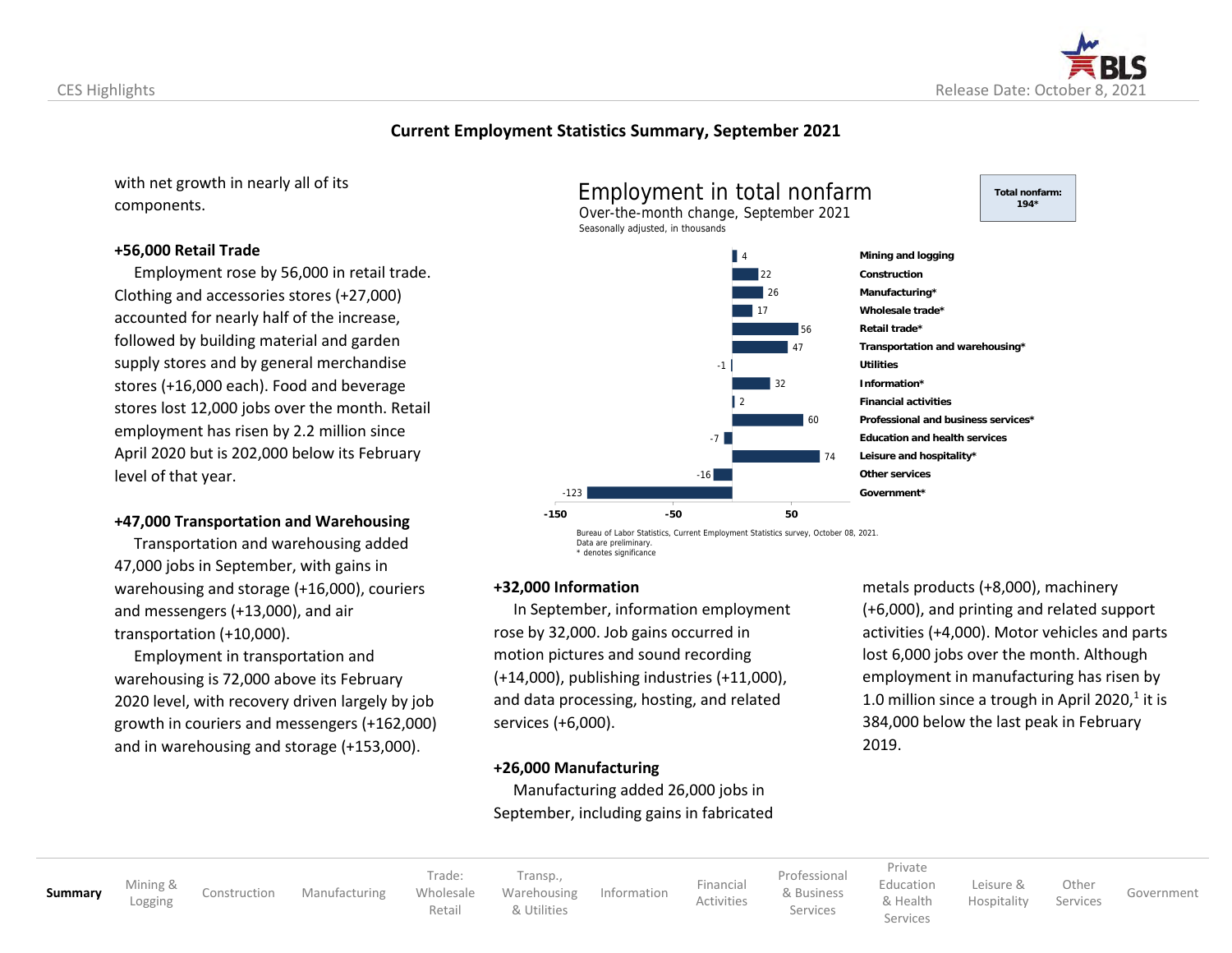## Current Employment Statistics Summary, September 2021

with net growth in nearly all of its components.

**+56,000 Retail Trade**

Employment rose by 56,000 in retail trade. Clothing and accessories stores (+27,000) accounted for nearly half of the increase, followed by building material and garden supply stores and by general merchandise stores (+16,000 each). Food and beverage stores lost 12,000 jobs over the month. Retail employment has risen by 2.2 million since April 2020 but is 202,000 below its February level of that year.

**+47,000 Transportation and Warehousing**

Transportation and warehousing added 47,000 jobs in September, with gains in warehousing and storage (+16,000), couriers and messengers (+13,000), and air transportation (+10,000).

Employment in transportation and warehousing is 72,000 above its February 2020 level, with recovery driven largely by job growth in couriers and messengers (+162,000) and in warehousing and storage (+153,000).

**Employment in total nonfarm**
Over-the-month change, September 2021
Seasonally adjusted, in thousands

Total nonfarm: 194*

| Industry | Change |
|---|---|
| Mining and logging | 4 |
| Construction | 22 |
| Manufacturing* | 26 |
| Wholesale trade* | 17 |
| Retail trade* | 56 |
| Transportation and warehousing* | 47 |
| Utilities | -1 |
| Information* | 32 |
| Financial activities | 2 |
| Professional and business services* | 60 |
| Education and health services | -7 |
| Leisure and hospitality* | 74 |
| Other services | -16 |
| Government* | -123 |

Bureau of Labor Statistics, Current Employment Statistics survey, October 08, 2021.
Data are preliminary.
* denotes significance

**+32,000 Information**

In September, information employment rose by 32,000. Job gains occurred in motion pictures and sound recording (+14,000), publishing industries (+11,000), and data processing, hosting, and related services (+6,000).

**+26,000 Manufacturing**

Manufacturing added 26,000 jobs in September, including gains in fabricated metals products (+8,000), machinery (+6,000), and printing and related support activities (+4,000). Motor vehicles and parts lost 6,000 jobs over the month. Although employment in manufacturing has risen by 1.0 million since a trough in April 2020,[1] it is 384,000 below the last peak in February 2019.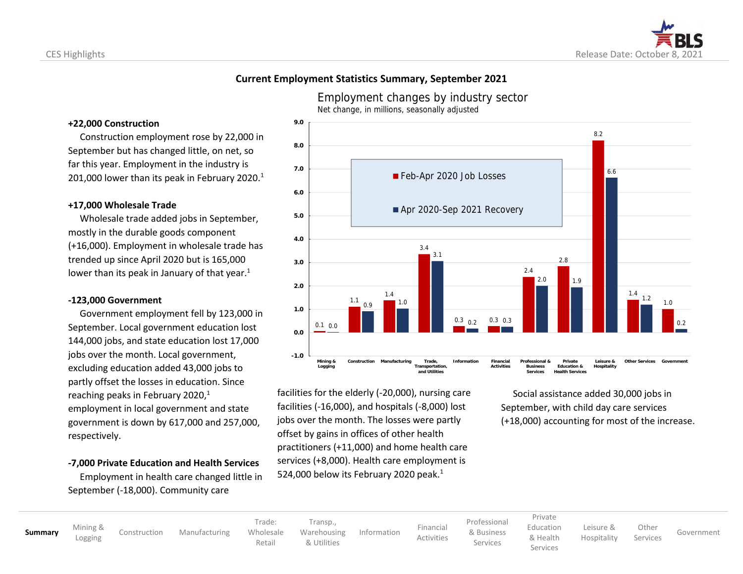## Current Employment Statistics Summary, September 2021

### +22,000 Construction

Construction employment rose by 22,000 in September but has changed little, on net, so far this year. Employment in the industry is 201,000 lower than its peak in February 2020.[1]

### +17,000 Wholesale Trade

Wholesale trade added jobs in September, mostly in the durable goods component (+16,000). Employment in wholesale trade has trended up since April 2020 but is 165,000 lower than its peak in January of that year.[1]

### -123,000 Government

Government employment fell by 123,000 in September. Local government education lost 144,000 jobs, and state education lost 17,000 jobs over the month. Local government, excluding education added 43,000 jobs to partly offset the losses in education. Since reaching peaks in February 2020,[1] employment in local government and state government is down by 617,000 and 257,000, respectively.

### -7,000 Private Education and Health Services

Employment in health care changed little in September (-18,000). Community care facilities for the elderly (-20,000), nursing care facilities (-16,000), and hospitals (-8,000) lost jobs over the month. The losses were partly offset by gains in offices of other health practitioners (+11,000) and home health care services (+8,000). Health care employment is 524,000 below its February 2020 peak.[1]

Social assistance added 30,000 jobs in September, with child day care services (+18,000) accounting for most of the increase.

**Employment changes by industry sector**
Net change, in millions, seasonally adjusted

| Industry sector | Feb-Apr 2020 Job Losses | Apr 2020-Sep 2021 Recovery |
| --- | --- | --- |
| Mining & Logging | 0.1 | 0.0 |
| Construction | 1.1 | 0.9 |
| Manufacturing | 1.4 | 1.0 |
| Trade, Transportation, and Utilities | 3.4 | 3.1 |
| Information | 0.3 | 0.2 |
| Financial Activities | 0.3 | 0.3 |
| Professional & Business Services | 2.4 | 2.0 |
| Private Education & Health Services | 2.8 | 1.9 |
| Leisure & Hospitality | 8.2 | 6.6 |
| Other Services | 1.4 | 1.2 |
| Government | 1.0 | 0.2 |

**Summary** | Mining & Logging | Construction | Manufacturing | Trade: Wholesale Retail | Transp., Warehousing & Utilities | Information | Financial Activities | Professional & Business Services | Private Education & Health Services | Leisure & Hospitality | Other Services | Government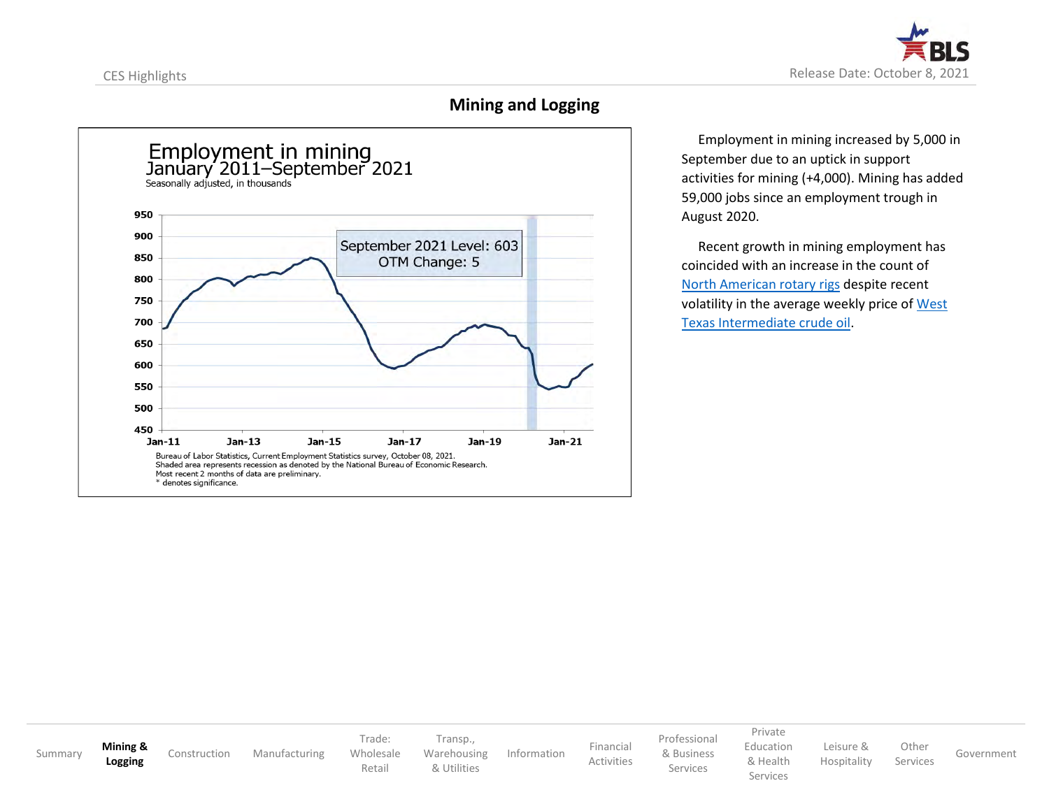## Mining and Logging

**Employment in mining**
**January 2011–September 2021**
Seasonally adjusted, in thousands

September 2021 Level: 603
OTM Change: 5

Bureau of Labor Statistics, Current Employment Statistics survey, October 08, 2021.
Shaded area represents recession as denoted by the National Bureau of Economic Research.
Most recent 2 months of data are preliminary.
* denotes significance.

Employment in mining increased by 5,000 in September due to an uptick in support activities for mining (+4,000). Mining has added 59,000 jobs since an employment trough in August 2020.

Recent growth in mining employment has coincided with an increase in the count of North American rotary rigs despite recent volatility in the average weekly price of West Texas Intermediate crude oil.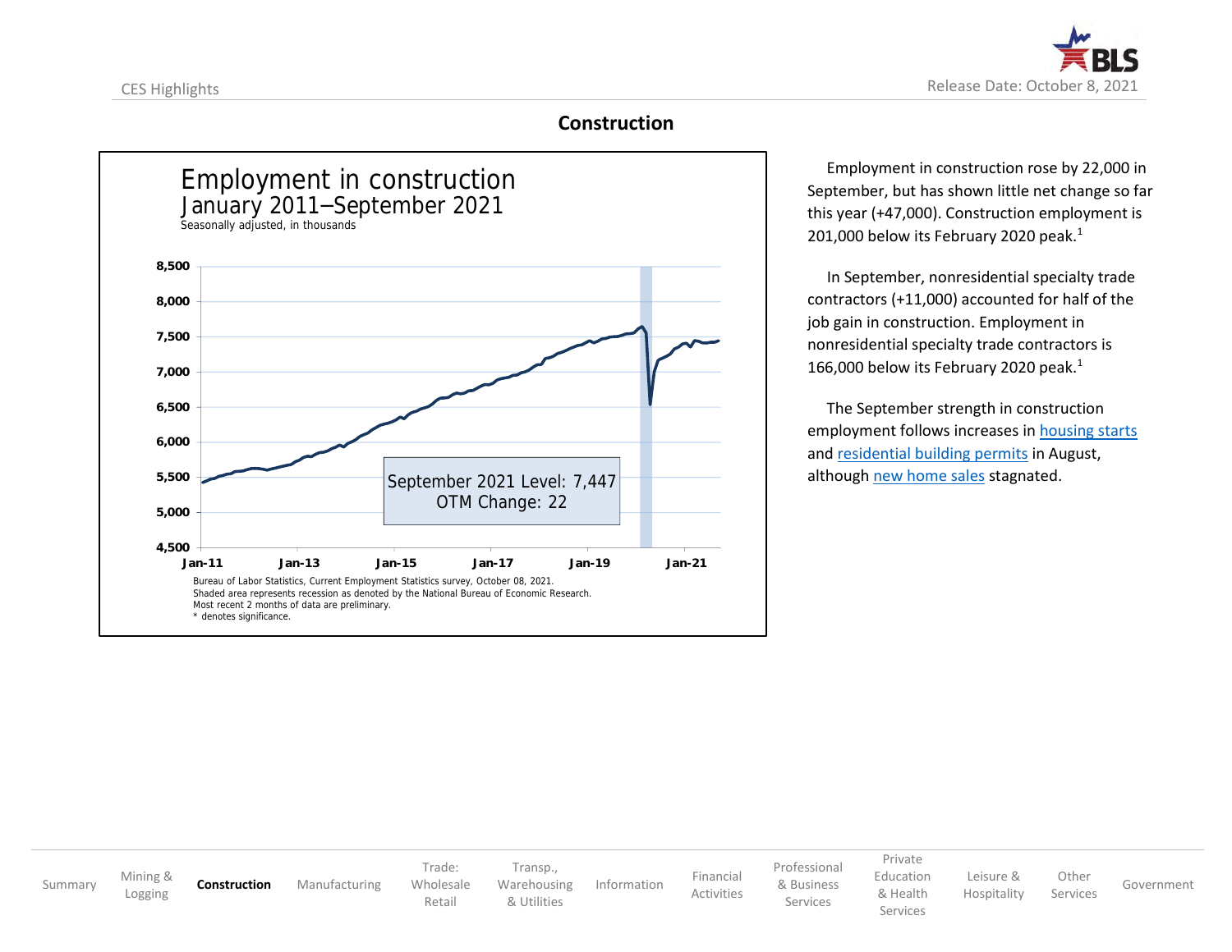## Construction

Employment in construction
January 2011–September 2021
Seasonally adjusted, in thousands

September 2021 Level: 7,447
OTM Change: 22

Bureau of Labor Statistics, Current Employment Statistics survey, October 08, 2021.
Shaded area represents recession as denoted by the National Bureau of Economic Research.
Most recent 2 months of data are preliminary.
* denotes significance.

Employment in construction rose by 22,000 in September, but has shown little net change so far this year (+47,000). Construction employment is 201,000 below its February 2020 peak.[1]

In September, nonresidential specialty trade contractors (+11,000) accounted for half of the job gain in construction. Employment in nonresidential specialty trade contractors is 166,000 below its February 2020 peak.[1]

The September strength in construction employment follows increases in housing starts and residential building permits in August, although new home sales stagnated.

Summary | Mining & Logging | **Construction** | Manufacturing | Trade: Wholesale Retail | Transp., Warehousing & Utilities | Information | Financial Activities | Professional & Business Services | Private Education & Health Services | Leisure & Hospitality | Other Services | Government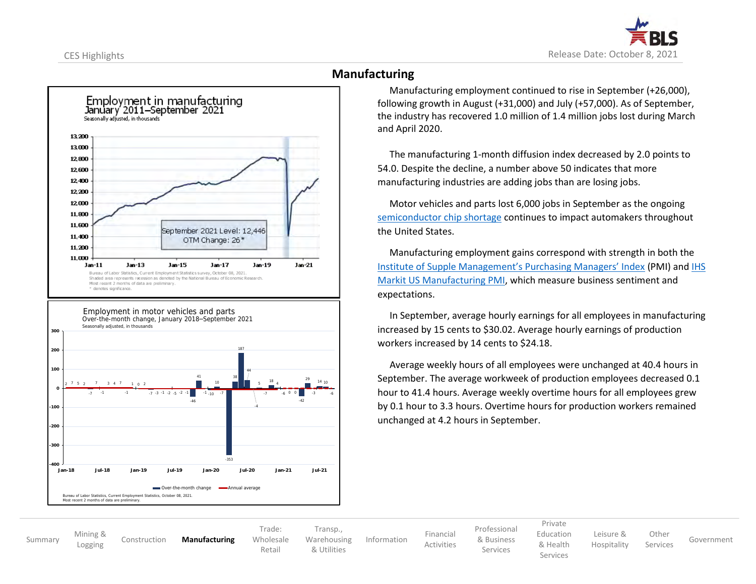## Manufacturing

Manufacturing employment continued to rise in September (+26,000), following growth in August (+31,000) and July (+57,000). As of September, the industry has recovered 1.0 million of 1.4 million jobs lost during March and April 2020.

The manufacturing 1-month diffusion index decreased by 2.0 points to 54.0. Despite the decline, a number above 50 indicates that more manufacturing industries are adding jobs than are losing jobs.

Motor vehicles and parts lost 6,000 jobs in September as the ongoing semiconductor chip shortage continues to impact automakers throughout the United States.

Manufacturing employment gains correspond with strength in both the Institute of Supple Management's Purchasing Managers' Index (PMI) and IHS Markit US Manufacturing PMI, which measure business sentiment and expectations.

In September, average hourly earnings for all employees in manufacturing increased by 15 cents to $30.02. Average hourly earnings of production workers increased by 14 cents to $24.18.

Average weekly hours of all employees were unchanged at 40.4 hours in September. The average workweek of production employees decreased 0.1 hour to 41.4 hours. Average weekly overtime hours for all employees grew by 0.1 hour to 3.3 hours. Overtime hours for production workers remained unchanged at 4.2 hours in September.

**Employment in manufacturing**
**January 2011–September 2021**
Seasonally adjusted, in thousands

September 2021 Level: 12,446
OTM Change: 26*

Bureau of Labor Statistics, Current Employment Statistics survey, October 08, 2021.
Shaded area represents recession as denoted by the National Bureau of Economic Research.
Most recent 2 months of data are preliminary.
* denotes significance.

**Employment in motor vehicles and parts**
**Over-the-month change, January 2018–September 2021**
Seasonally adjusted, in thousands

Bureau of Labor Statistics, Current Employment Statistics, October 08, 2021.
Most recent 2 months of data are preliminary.

Summary | Mining & Logging | Construction | **Manufacturing** | Trade: Wholesale Retail | Transp., Warehousing & Utilities | Information | Financial Activities | Professional & Business Services | Private Education & Health Services | Leisure & Hospitality | Other Services | Government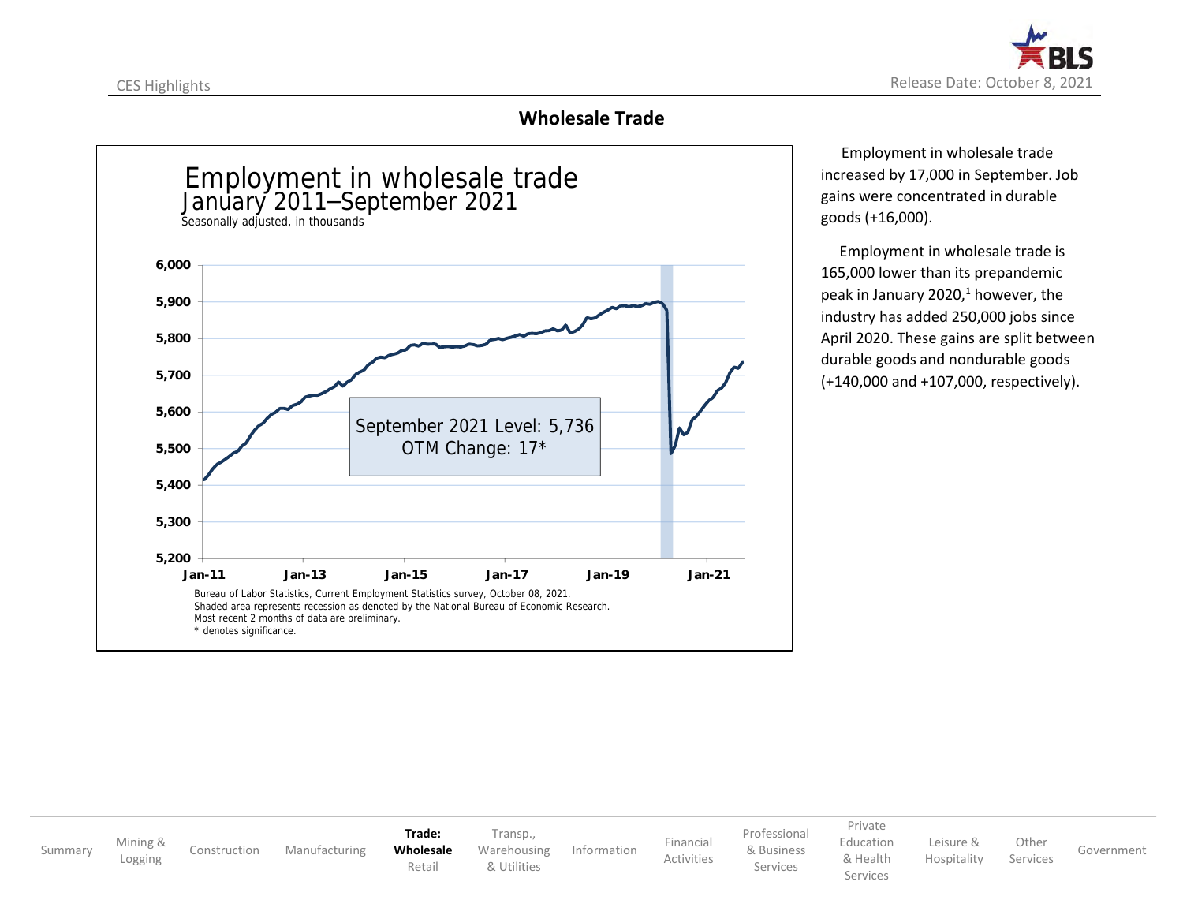## Wholesale Trade

**Employment in wholesale trade**
**January 2011–September 2021**
Seasonally adjusted, in thousands

September 2021 Level: 5,736
OTM Change: 17*

Bureau of Labor Statistics, Current Employment Statistics survey, October 08, 2021.
Shaded area represents recession as denoted by the National Bureau of Economic Research.
Most recent 2 months of data are preliminary.
\* denotes significance.

Employment in wholesale trade increased by 17,000 in September. Job gains were concentrated in durable goods (+16,000).

Employment in wholesale trade is 165,000 lower than its prepandemic peak in January 2020,[1] however, the industry has added 250,000 jobs since April 2020. These gains are split between durable goods and nondurable goods (+140,000 and +107,000, respectively).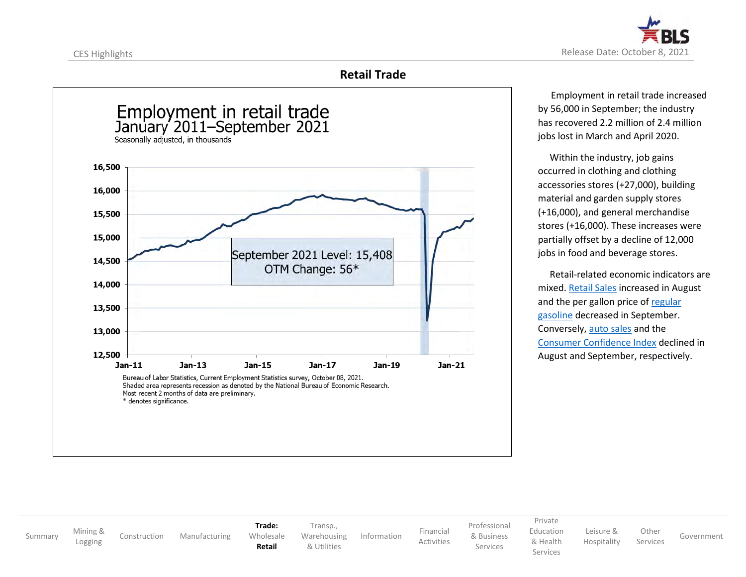## Retail Trade

**Employment in retail trade**
**January 2011–September 2021**
Seasonally adjusted, in thousands

September 2021 Level: 15,408
OTM Change: 56*

Bureau of Labor Statistics, Current Employment Statistics survey, October 08, 2021.
Shaded area represents recession as denoted by the National Bureau of Economic Research.
Most recent 2 months of data are preliminary.
* denotes significance.

Employment in retail trade increased by 56,000 in September; the industry has recovered 2.2 million of 2.4 million jobs lost in March and April 2020.

Within the industry, job gains occurred in clothing and clothing accessories stores (+27,000), building material and garden supply stores (+16,000), and general merchandise stores (+16,000). These increases were partially offset by a decline of 12,000 jobs in food and beverage stores.

Retail-related economic indicators are mixed. Retail Sales increased in August and the per gallon price of regular gasoline decreased in September. Conversely, auto sales and the Consumer Confidence Index declined in August and September, respectively.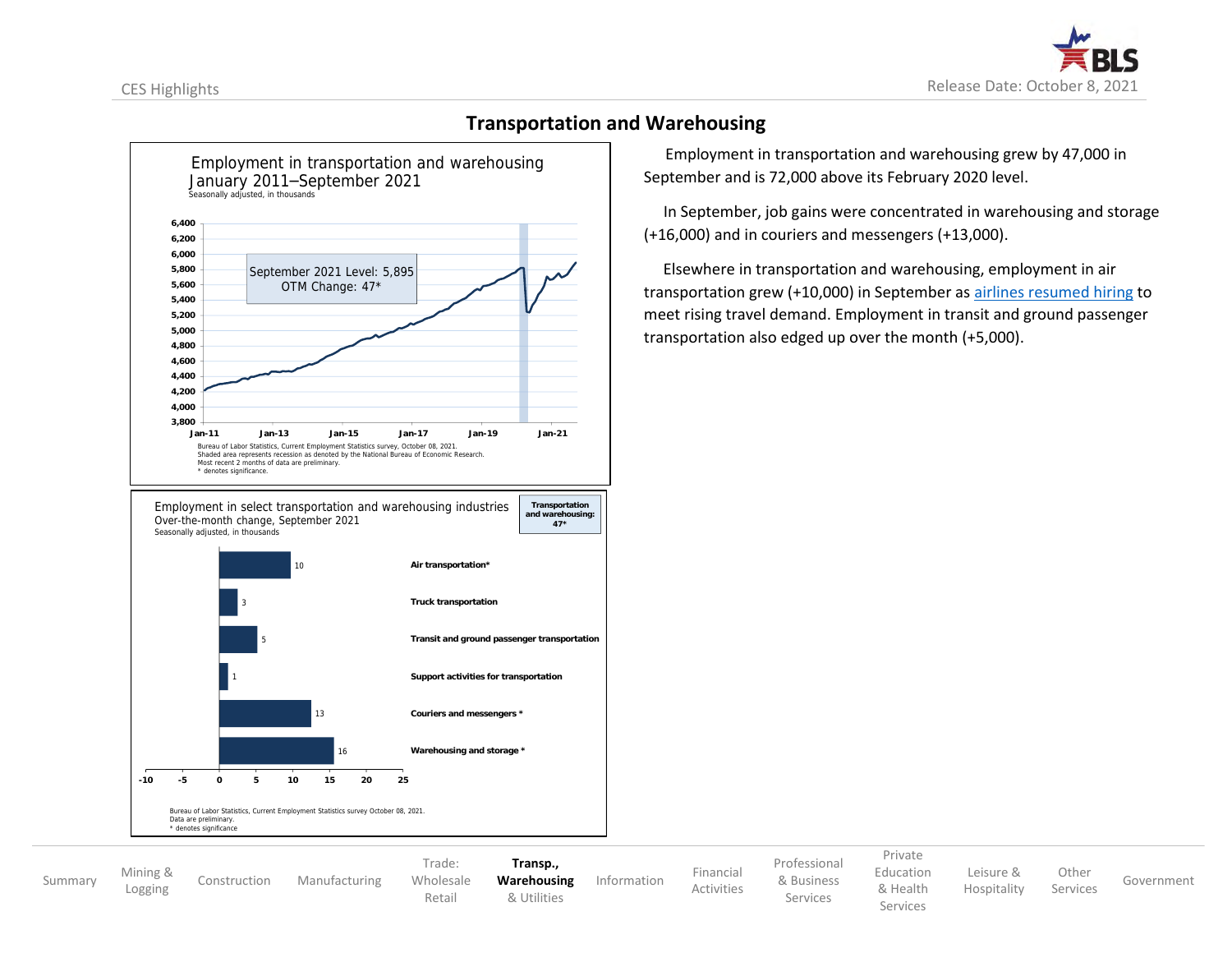## Transportation and Warehousing

**Employment in transportation and warehousing**
**January 2011–September 2021**
Seasonally adjusted, in thousands

September 2021 Level: 5,895
OTM Change: 47*

Bureau of Labor Statistics, Current Employment Statistics survey, October 08, 2021.
Shaded area represents recession as denoted by the National Bureau of Economic Research.
Most recent 2 months of data are preliminary.
* denotes significance.

**Employment in select transportation and warehousing industries**
**Over-the-month change, September 2021**
Seasonally adjusted, in thousands

Transportation and warehousing: 47*

| Industry | Change |
| --- | --- |
| Air transportation* | 10 |
| Truck transportation | 3 |
| Transit and ground passenger transportation | 5 |
| Support activities for transportation | 1 |
| Couriers and messengers * | 13 |
| Warehousing and storage * | 16 |

Bureau of Labor Statistics, Current Employment Statistics survey October 08, 2021.
Data are preliminary.
* denotes significance

Employment in transportation and warehousing grew by 47,000 in September and is 72,000 above its February 2020 level.

In September, job gains were concentrated in warehousing and storage (+16,000) and in couriers and messengers (+13,000).

Elsewhere in transportation and warehousing, employment in air transportation grew (+10,000) in September as airlines resumed hiring to meet rising travel demand. Employment in transit and ground passenger transportation also edged up over the month (+5,000).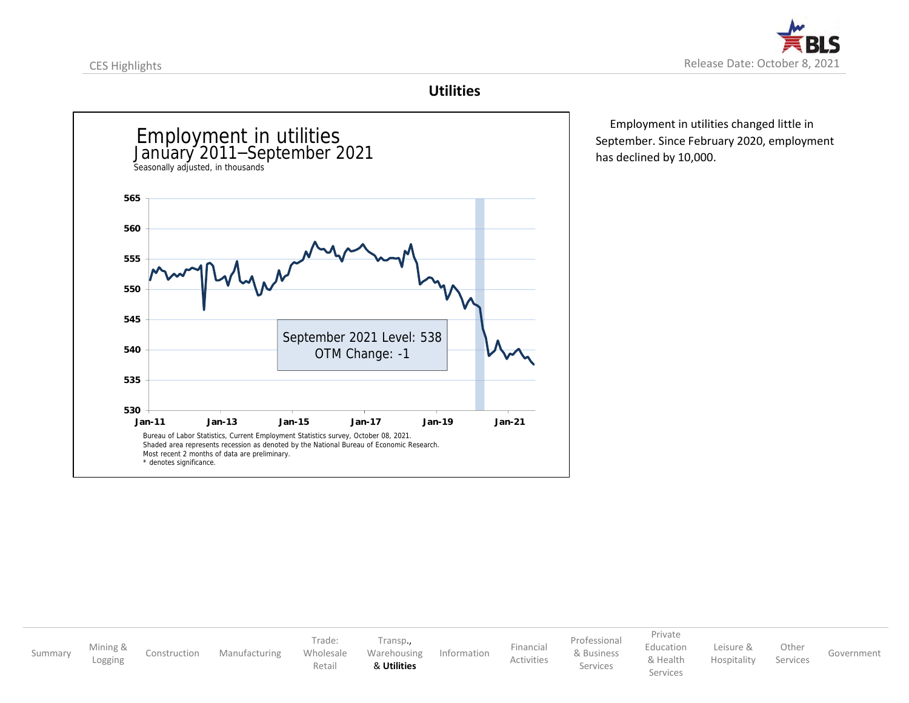# Utilities

Employment in utilities changed little in September. Since February 2020, employment has declined by 10,000.

**Employment in utilities**
**January 2011–September 2021**
Seasonally adjusted, in thousands

September 2021 Level: 538
OTM Change: -1

Bureau of Labor Statistics, Current Employment Statistics survey, October 08, 2021.
Shaded area represents recession as denoted by the National Bureau of Economic Research.
Most recent 2 months of data are preliminary.
* denotes significance.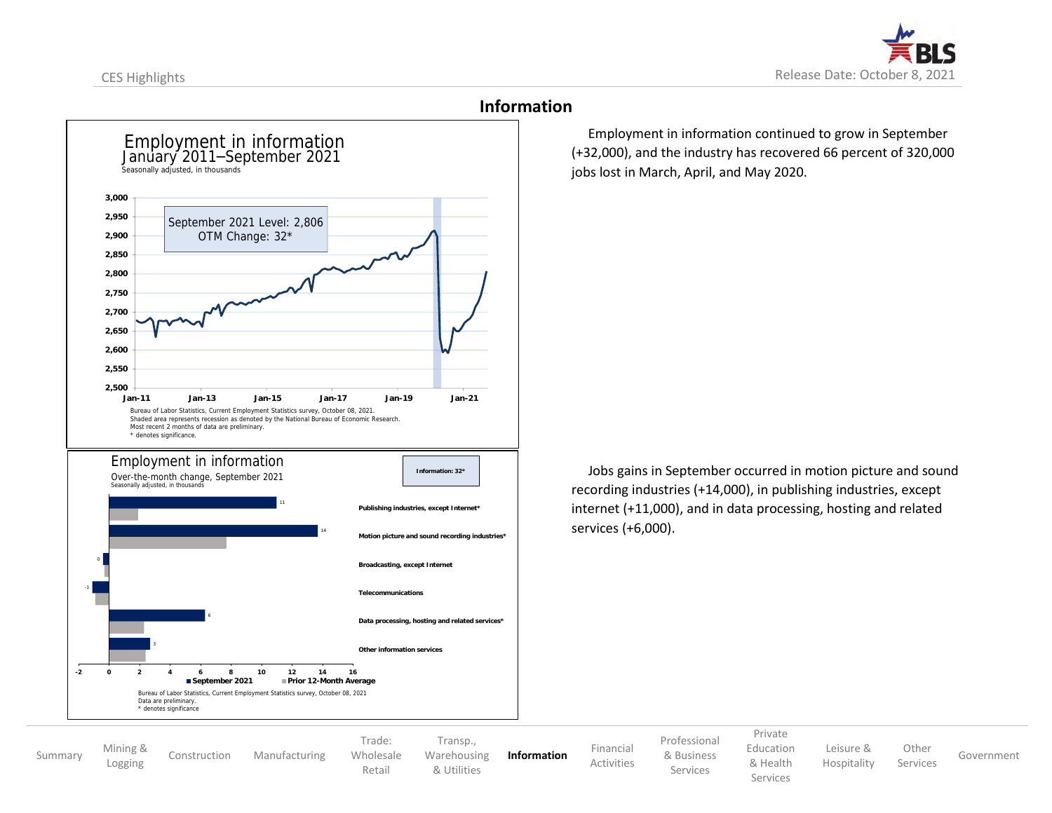## Information

### Employment in information
January 2011–September 2021
Seasonally adjusted, in thousands

September 2021 Level: 2,806
OTM Change: 32*

Bureau of Labor Statistics, Current Employment Statistics survey, October 08, 2021.
Shaded area represents recession as denoted by the National Bureau of Economic Research.
Most recent 2 months of data are preliminary.
* denotes significance.

### Employment in information
Over-the-month change, September 2021
Seasonally adjusted, in thousands

Information: 32*

| Industry | September 2021 |
|---|---|
| Publishing industries, except Internet* | 11 |
| Motion picture and sound recording industries* | 14 |
| Broadcasting, except Internet | 0 |
| Telecommunications | -1 |
| Data processing, hosting and related services* | 6 |
| Other information services | 3 |

Bureau of Labor Statistics, Current Employment Statistics survey, October 08, 2021
Data are preliminary.
* denotes significance

Employment in information continued to grow in September (+32,000), and the industry has recovered 66 percent of 320,000 jobs lost in March, April, and May 2020.

Jobs gains in September occurred in motion picture and sound recording industries (+14,000), in publishing industries, except internet (+11,000), and in data processing, hosting and related services (+6,000).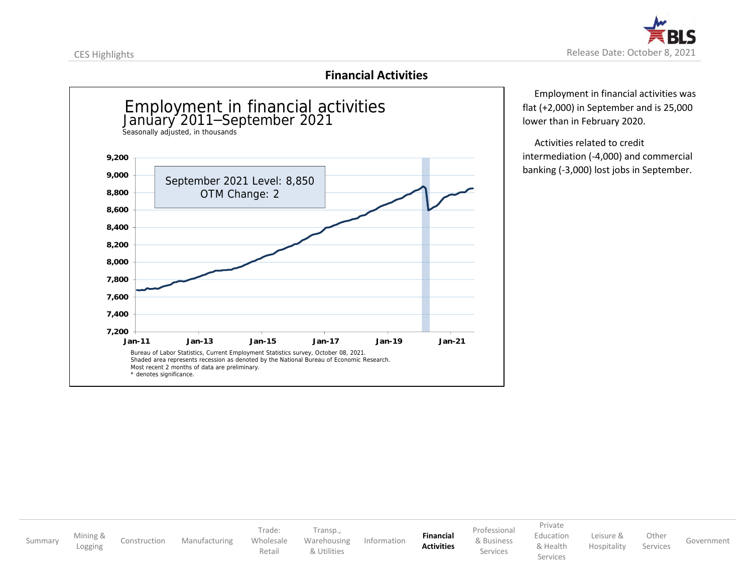## Financial Activities

**Employment in financial activities**
January 2011–September 2021
Seasonally adjusted, in thousands

September 2021 Level: 8,850
OTM Change: 2

Bureau of Labor Statistics, Current Employment Statistics survey, October 08, 2021.
Shaded area represents recession as denoted by the National Bureau of Economic Research.
Most recent 2 months of data are preliminary.
* denotes significance.

Employment in financial activities was flat (+2,000) in September and is 25,000 lower than in February 2020.

Activities related to credit intermediation (-4,000) and commercial banking (-3,000) lost jobs in September.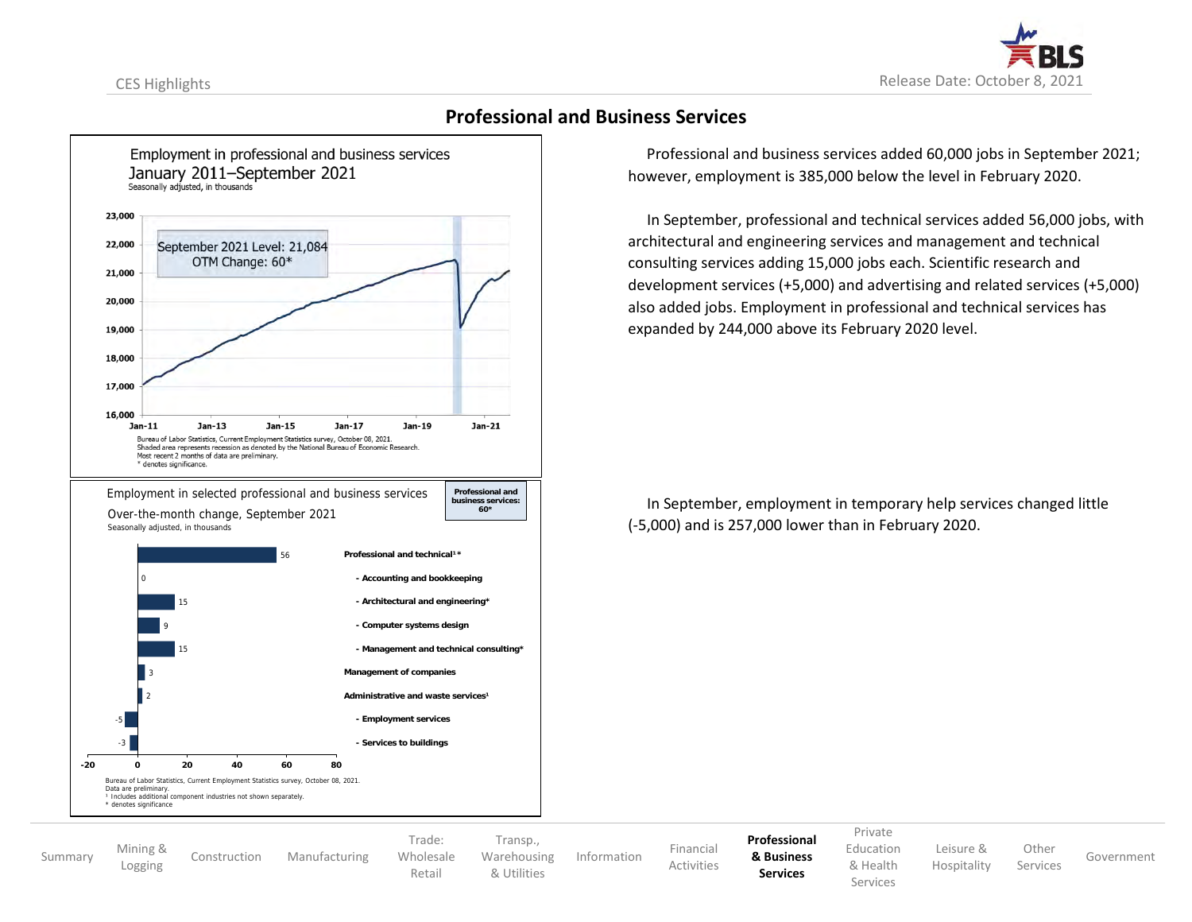## Professional and Business Services

Employment in professional and business services
January 2011–September 2021
Seasonally adjusted, in thousands

September 2021 Level: 21,084
OTM Change: 60*

Bureau of Labor Statistics, Current Employment Statistics survey, October 08, 2021.
Shaded area represents recession as denoted by the National Bureau of Economic Research.
Most recent 2 months of data are preliminary.
* denotes significance.

Professional and business services added 60,000 jobs in September 2021; however, employment is 385,000 below the level in February 2020.

In September, professional and technical services added 56,000 jobs, with architectural and engineering services and management and technical consulting services adding 15,000 jobs each. Scientific research and development services (+5,000) and advertising and related services (+5,000) also added jobs. Employment in professional and technical services has expanded by 244,000 above its February 2020 level.

Employment in selected professional and business services
Over-the-month change, September 2021
Seasonally adjusted, in thousands

Professional and business services: 60*

| Industry | Change |
|---|---|
| Professional and technical[1]* | 56 |
| - Accounting and bookkeeping | 0 |
| - Architectural and engineering* | 15 |
| - Computer systems design | 9 |
| - Management and technical consulting* | 15 |
| Management of companies | 3 |
| Administrative and waste services[1] | 2 |
| - Employment services | -5 |
| - Services to buildings | -3 |

Bureau of Labor Statistics, Current Employment Statistics survey, October 08, 2021.
Data are preliminary.
[1] Includes additional component industries not shown separately.
* denotes significance

In September, employment in temporary help services changed little (-5,000) and is 257,000 lower than in February 2020.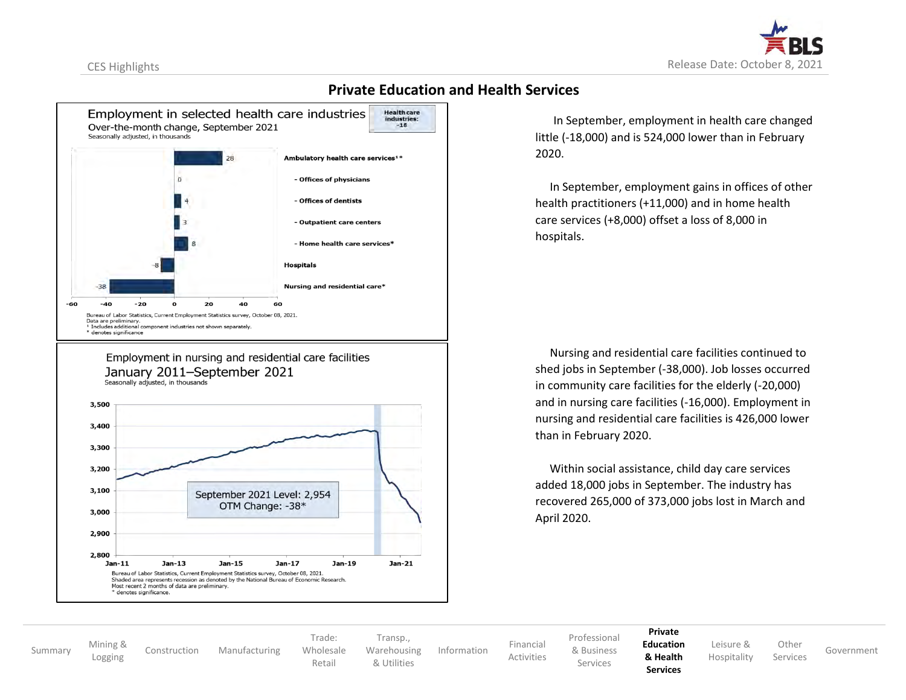## Private Education and Health Services

**Employment in selected health care industries**
Over-the-month change, September 2021
Seasonally adjusted, in thousands

Health care industries: -18

| Industry | Change |
|---|---|
| Ambulatory health care services[1]* | 28 |
| - Offices of physicians | 0 |
| - Offices of dentists | 4 |
| - Outpatient care centers | 3 |
| - Home health care services* | 8 |
| Hospitals | -8 |
| Nursing and residential care* | -38 |

Bureau of Labor Statistics, Current Employment Statistics survey, October 08, 2021.
Data are preliminary.
[1] Includes additional component industries not shown separately.
\* denotes significance

**Employment in nursing and residential care facilities**
January 2011–September 2021
Seasonally adjusted, in thousands

September 2021 Level: 2,954
OTM Change: -38*

Bureau of Labor Statistics, Current Employment Statistics survey, October 08, 2021.
Shaded area represents recession as denoted by the National Bureau of Economic Research.
Most recent 2 months of data are preliminary.
\* denotes significance.

In September, employment in health care changed little (-18,000) and is 524,000 lower than in February 2020.

In September, employment gains in offices of other health practitioners (+11,000) and in home health care services (+8,000) offset a loss of 8,000 in hospitals.

Nursing and residential care facilities continued to shed jobs in September (-38,000). Job losses occurred in community care facilities for the elderly (-20,000) and in nursing care facilities (-16,000). Employment in nursing and residential care facilities is 426,000 lower than in February 2020.

Within social assistance, child day care services added 18,000 jobs in September. The industry has recovered 265,000 of 373,000 jobs lost in March and April 2020.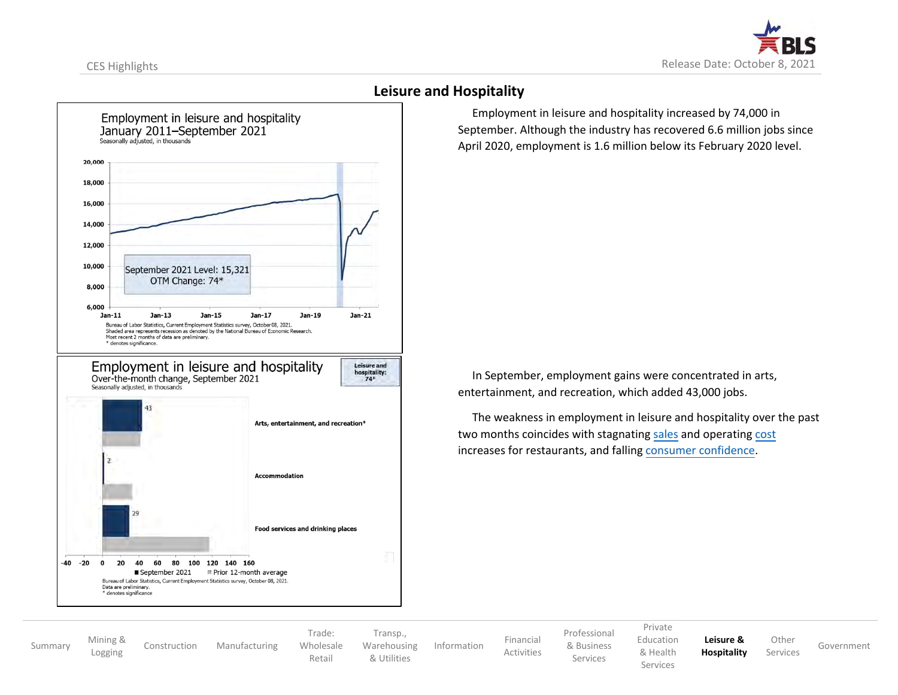## Leisure and Hospitality

**Employment in leisure and hospitality**
**January 2011–September 2021**
Seasonally adjusted, in thousands

September 2021 Level: 15,321
OTM Change: 74*

Bureau of Labor Statistics, Current Employment Statistics survey, October 08, 2021.
Shaded area represents recession as denoted by the National Bureau of Economic Research.
Most recent 2 months of data are preliminary.
* denotes significance.

**Employment in leisure and hospitality**
**Over-the-month change, September 2021**
Seasonally adjusted, in thousands

Leisure and hospitality: 74*

| Industry | September 2021 |
| --- | --- |
| Arts, entertainment, and recreation* | 43 |
| Accommodation | 2 |
| Food services and drinking places | 29 |

■ September 2021 ▨ Prior 12-month average

Bureau of Labor Statistics, Current Employment Statistics survey, October 08, 2021.
Data are preliminary.
* denotes significance

Employment in leisure and hospitality increased by 74,000 in September. Although the industry has recovered 6.6 million jobs since April 2020, employment is 1.6 million below its February 2020 level.

In September, employment gains were concentrated in arts, entertainment, and recreation, which added 43,000 jobs.

The weakness in employment in leisure and hospitality over the past two months coincides with stagnating sales and operating cost increases for restaurants, and falling consumer confidence.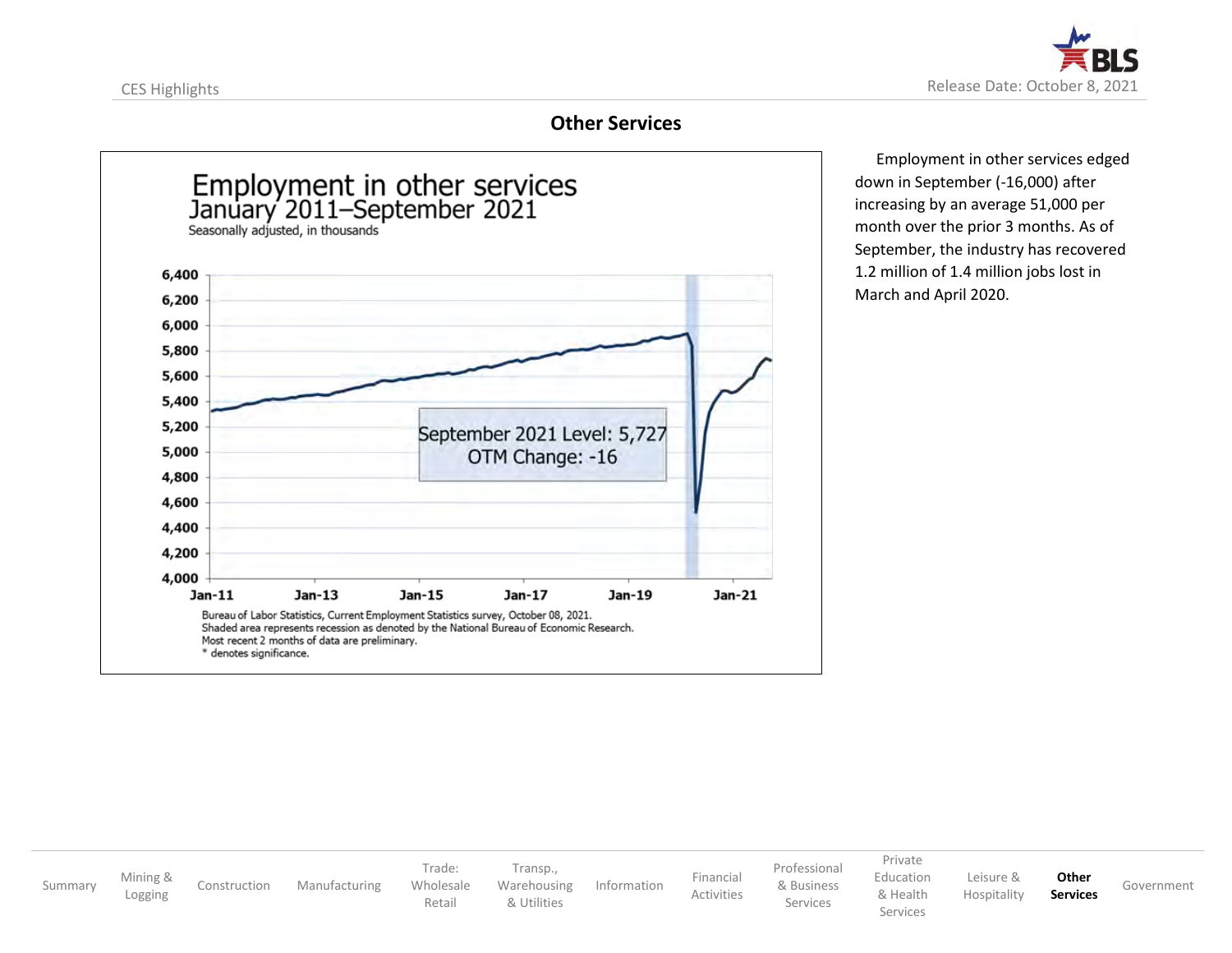## Other Services

Employment in other services
January 2011–September 2021
Seasonally adjusted, in thousands

September 2021 Level: 5,727
OTM Change: -16

Bureau of Labor Statistics, Current Employment Statistics survey, October 08, 2021.
Shaded area represents recession as denoted by the National Bureau of Economic Research.
Most recent 2 months of data are preliminary.
* denotes significance.

Employment in other services edged down in September (-16,000) after increasing by an average 51,000 per month over the prior 3 months. As of September, the industry has recovered 1.2 million of 1.4 million jobs lost in March and April 2020.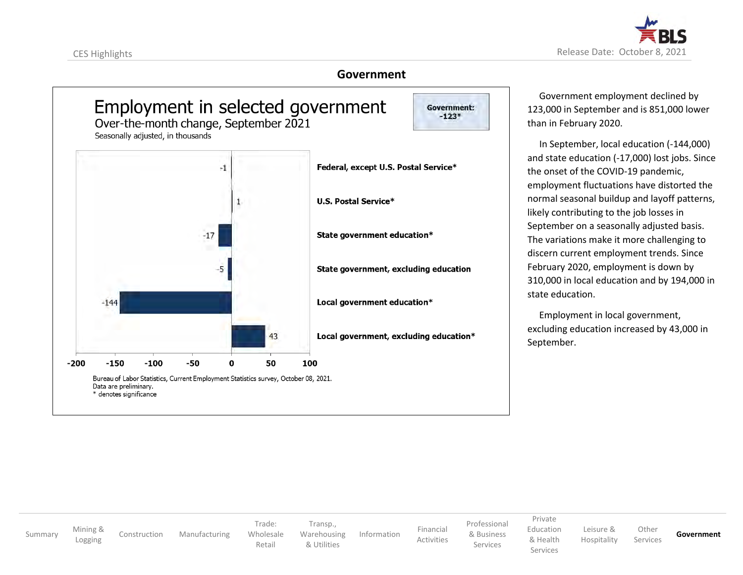## Government

**Employment in selected government**

Over-the-month change, September 2021

Seasonally adjusted, in thousands

**Government: -123***

| Industry | Change |
|---|---|
| Federal, except U.S. Postal Service* | -1 |
| U.S. Postal Service* | 1 |
| State government education* | -17 |
| State government, excluding education | -5 |
| Local government education* | -144 |
| Local government, excluding education* | 43 |

Bureau of Labor Statistics, Current Employment Statistics survey, October 08, 2021.
Data are preliminary.
* denotes significance

Government employment declined by 123,000 in September and is 851,000 lower than in February 2020.

In September, local education (-144,000) and state education (-17,000) lost jobs. Since the onset of the COVID-19 pandemic, employment fluctuations have distorted the normal seasonal buildup and layoff patterns, likely contributing to the job losses in September on a seasonally adjusted basis. The variations make it more challenging to discern current employment trends. Since February 2020, employment is down by 310,000 in local education and by 194,000 in state education.

Employment in local government, excluding education increased by 43,000 in September.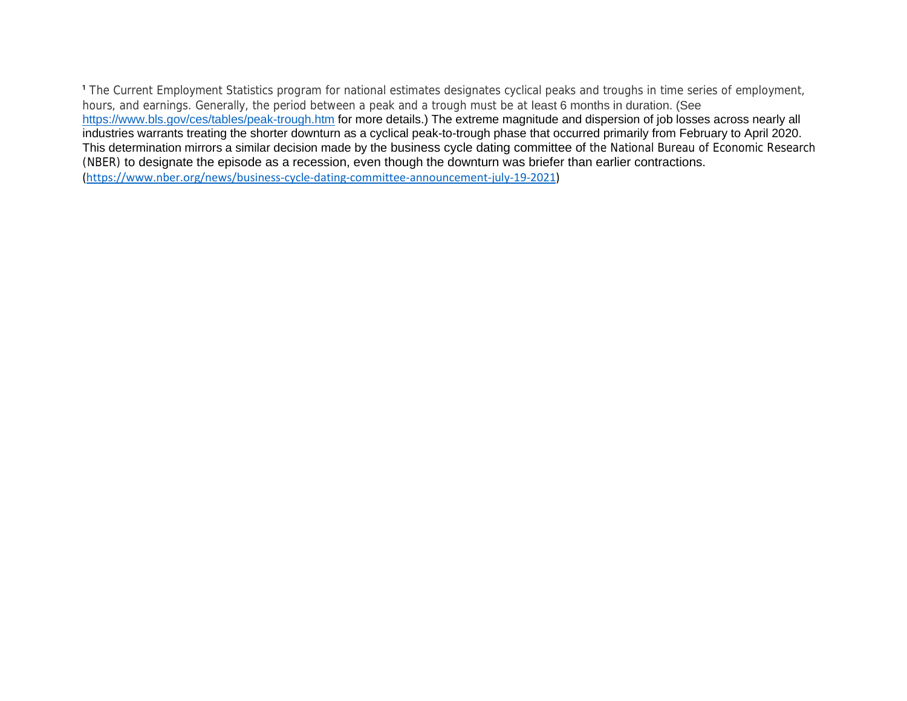[1] The Current Employment Statistics program for national estimates designates cyclical peaks and troughs in time series of employment, hours, and earnings. Generally, the period between a peak and a trough must be at least 6 months in duration. (See https://www.bls.gov/ces/tables/peak-trough.htm for more details.) The extreme magnitude and dispersion of job losses across nearly all industries warrants treating the shorter downturn as a cyclical peak-to-trough phase that occurred primarily from February to April 2020. This determination mirrors a similar decision made by the business cycle dating committee of the National Bureau of Economic Research (NBER) to designate the episode as a recession, even though the downturn was briefer than earlier contractions. (https://www.nber.org/news/business-cycle-dating-committee-announcement-july-19-2021)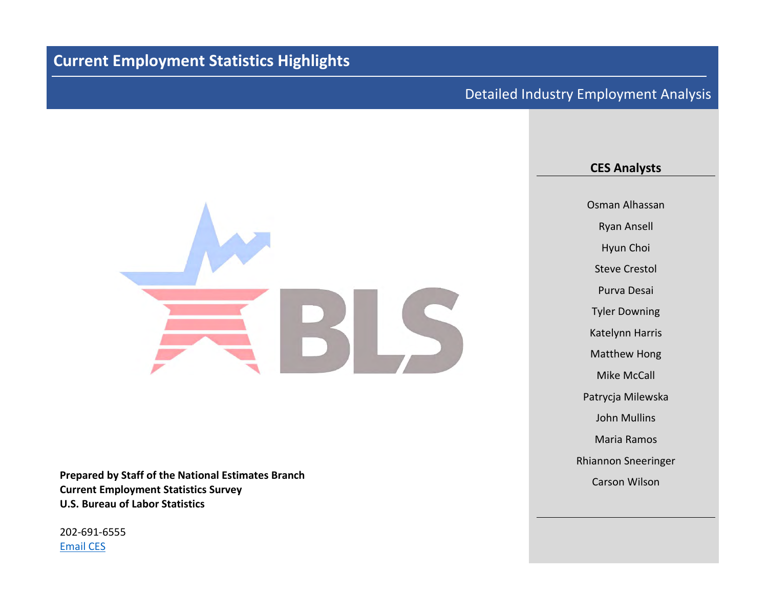# Current Employment Statistics Highlights

## Detailed Industry Employment Analysis

### CES Analysts

Osman Alhassan

Ryan Ansell

Hyun Choi

Steve Crestol

Purva Desai

Tyler Downing

Katelynn Harris

Matthew Hong

Mike McCall

Patrycja Milewska

John Mullins

Maria Ramos

Rhiannon Sneeringer

Carson Wilson

**Prepared by Staff of the National Estimates Branch**
**Current Employment Statistics Survey**
**U.S. Bureau of Labor Statistics**

202-691-6555
Email CES